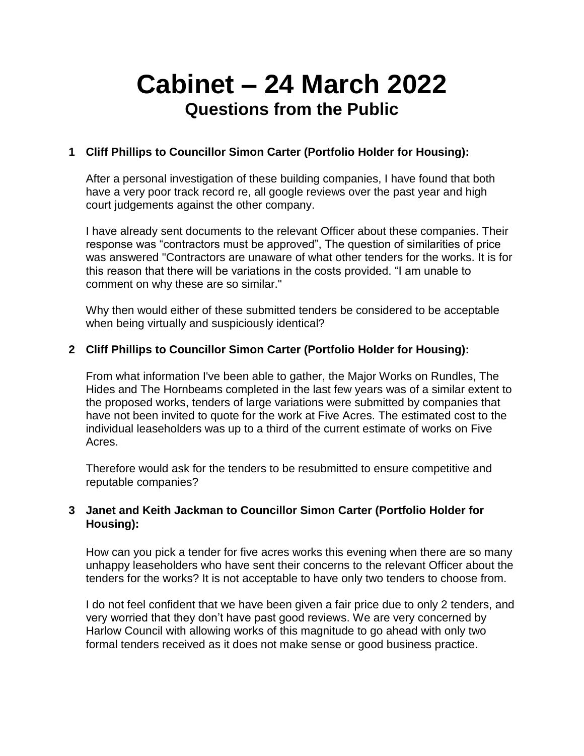# Cabinet – 24 March 2022

## Questions from the Public

**1 Cliff Phillips to Councillor Simon Carter (Portfolio Holder for Housing):**

After a personal investigation of these building companies, I have found that both have a very poor track record re, all google reviews over the past year and high court judgements against the other company.

I have already sent documents to the relevant Officer about these companies. Their response was "contractors must be approved", The question of similarities of price was answered "Contractors are unaware of what other tenders for the works. It is for this reason that there will be variations in the costs provided. "I am unable to comment on why these are so similar."

Why then would either of these submitted tenders be considered to be acceptable when being virtually and suspiciously identical?

**2 Cliff Phillips to Councillor Simon Carter (Portfolio Holder for Housing):**

From what information I've been able to gather, the Major Works on Rundles, The Hides and The Hornbeams completed in the last few years was of a similar extent to the proposed works, tenders of large variations were submitted by companies that have not been invited to quote for the work at Five Acres. The estimated cost to the individual leaseholders was up to a third of the current estimate of works on Five Acres.

Therefore would ask for the tenders to be resubmitted to ensure competitive and reputable companies?

**3 Janet and Keith Jackman to Councillor Simon Carter (Portfolio Holder for Housing):**

How can you pick a tender for five acres works this evening when there are so many unhappy leaseholders who have sent their concerns to the relevant Officer about the tenders for the works? It is not acceptable to have only two tenders to choose from.

I do not feel confident that we have been given a fair price due to only 2 tenders, and very worried that they don't have past good reviews. We are very concerned by Harlow Council with allowing works of this magnitude to go ahead with only two formal tenders received as it does not make sense or good business practice.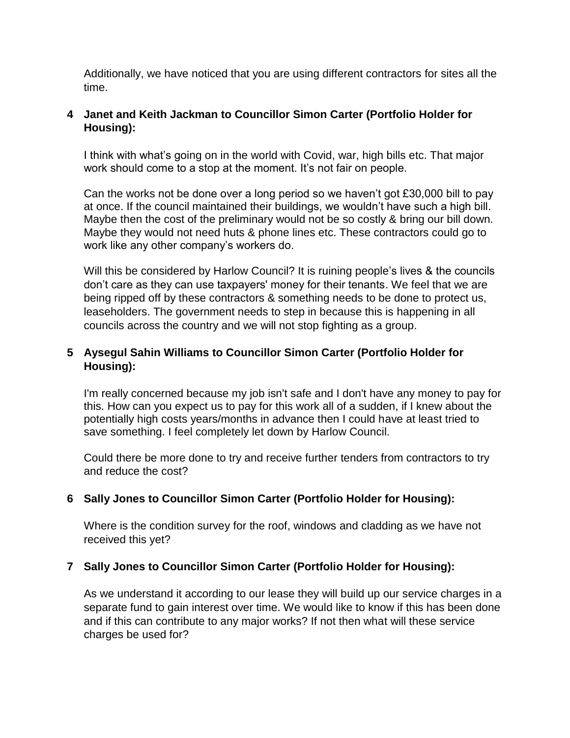Additionally, we have noticed that you are using different contractors for sites all the time.

**4 Janet and Keith Jackman to Councillor Simon Carter (Portfolio Holder for Housing):**

I think with what's going on in the world with Covid, war, high bills etc. That major work should come to a stop at the moment. It's not fair on people.

Can the works not be done over a long period so we haven't got £30,000 bill to pay at once. If the council maintained their buildings, we wouldn't have such a high bill. Maybe then the cost of the preliminary would not be so costly & bring our bill down. Maybe they would not need huts & phone lines etc. These contractors could go to work like any other company's workers do.

Will this be considered by Harlow Council? It is ruining people's lives & the councils don't care as they can use taxpayers' money for their tenants. We feel that we are being ripped off by these contractors & something needs to be done to protect us, leaseholders. The government needs to step in because this is happening in all councils across the country and we will not stop fighting as a group.

**5 Aysegul Sahin Williams to Councillor Simon Carter (Portfolio Holder for Housing):**

I'm really concerned because my job isn't safe and I don't have any money to pay for this. How can you expect us to pay for this work all of a sudden, if I knew about the potentially high costs years/months in advance then I could have at least tried to save something. I feel completely let down by Harlow Council.

Could there be more done to try and receive further tenders from contractors to try and reduce the cost?

**6 Sally Jones to Councillor Simon Carter (Portfolio Holder for Housing):**

Where is the condition survey for the roof, windows and cladding as we have not received this yet?

**7 Sally Jones to Councillor Simon Carter (Portfolio Holder for Housing):**

As we understand it according to our lease they will build up our service charges in a separate fund to gain interest over time. We would like to know if this has been done and if this can contribute to any major works? If not then what will these service charges be used for?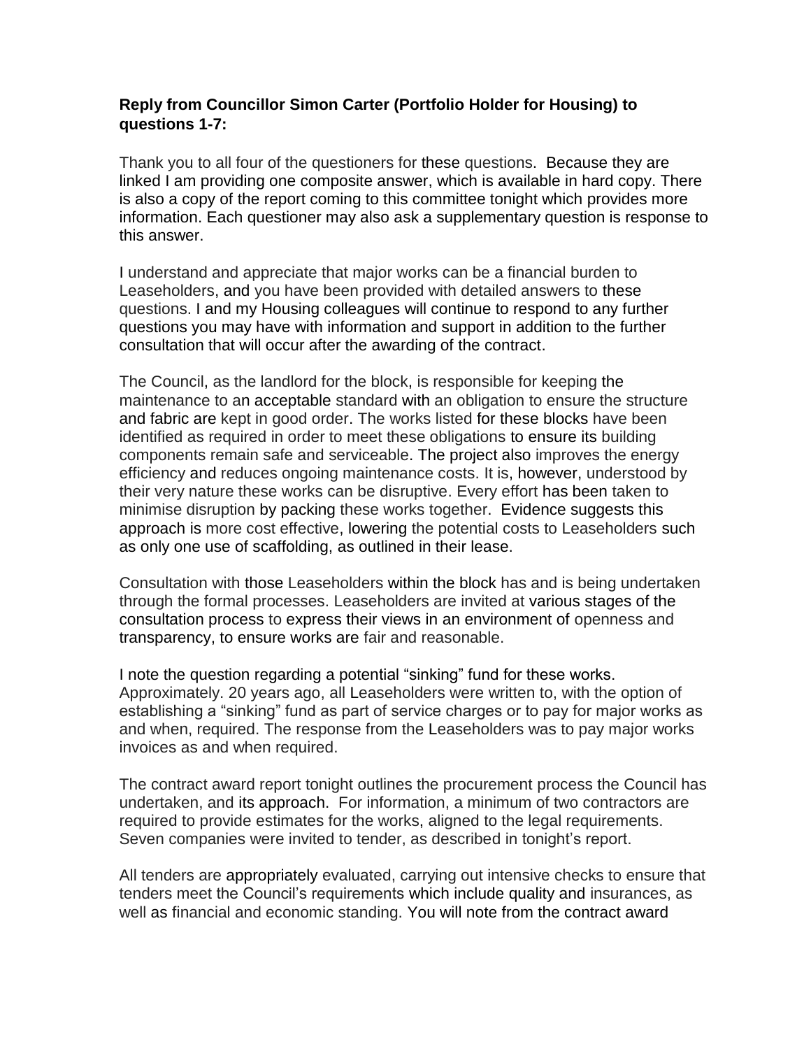**Reply from Councillor Simon Carter (Portfolio Holder for Housing) to questions 1-7:**

Thank you to all four of the questioners for these questions. Because they are linked I am providing one composite answer, which is available in hard copy. There is also a copy of the report coming to this committee tonight which provides more information. Each questioner may also ask a supplementary question is response to this answer.

I understand and appreciate that major works can be a financial burden to Leaseholders, and you have been provided with detailed answers to these questions. I and my Housing colleagues will continue to respond to any further questions you may have with information and support in addition to the further consultation that will occur after the awarding of the contract.

The Council, as the landlord for the block, is responsible for keeping the maintenance to an acceptable standard with an obligation to ensure the structure and fabric are kept in good order. The works listed for these blocks have been identified as required in order to meet these obligations to ensure its building components remain safe and serviceable. The project also improves the energy efficiency and reduces ongoing maintenance costs. It is, however, understood by their very nature these works can be disruptive. Every effort has been taken to minimise disruption by packing these works together. Evidence suggests this approach is more cost effective, lowering the potential costs to Leaseholders such as only one use of scaffolding, as outlined in their lease.

Consultation with those Leaseholders within the block has and is being undertaken through the formal processes. Leaseholders are invited at various stages of the consultation process to express their views in an environment of openness and transparency, to ensure works are fair and reasonable.

I note the question regarding a potential "sinking" fund for these works. Approximately. 20 years ago, all Leaseholders were written to, with the option of establishing a "sinking" fund as part of service charges or to pay for major works as and when, required. The response from the Leaseholders was to pay major works invoices as and when required.

The contract award report tonight outlines the procurement process the Council has undertaken, and its approach. For information, a minimum of two contractors are required to provide estimates for the works, aligned to the legal requirements. Seven companies were invited to tender, as described in tonight's report.

All tenders are appropriately evaluated, carrying out intensive checks to ensure that tenders meet the Council's requirements which include quality and insurances, as well as financial and economic standing. You will note from the contract award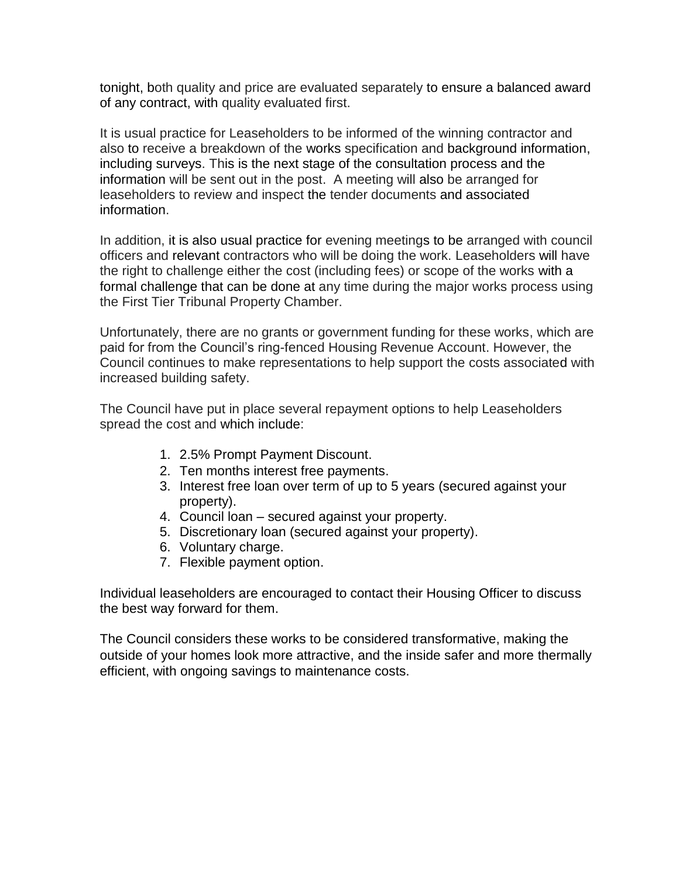tonight, both quality and price are evaluated separately to ensure a balanced award of any contract, with quality evaluated first.

It is usual practice for Leaseholders to be informed of the winning contractor and also to receive a breakdown of the works specification and background information, including surveys. This is the next stage of the consultation process and the information will be sent out in the post. A meeting will also be arranged for leaseholders to review and inspect the tender documents and associated information.

In addition, it is also usual practice for evening meetings to be arranged with council officers and relevant contractors who will be doing the work. Leaseholders will have the right to challenge either the cost (including fees) or scope of the works with a formal challenge that can be done at any time during the major works process using the First Tier Tribunal Property Chamber.

Unfortunately, there are no grants or government funding for these works, which are paid for from the Council's ring-fenced Housing Revenue Account. However, the Council continues to make representations to help support the costs associated with increased building safety.

The Council have put in place several repayment options to help Leaseholders spread the cost and which include:

1. 2.5% Prompt Payment Discount.
2. Ten months interest free payments.
3. Interest free loan over term of up to 5 years (secured against your property).
4. Council loan – secured against your property.
5. Discretionary loan (secured against your property).
6. Voluntary charge.
7. Flexible payment option.

Individual leaseholders are encouraged to contact their Housing Officer to discuss the best way forward for them.

The Council considers these works to be considered transformative, making the outside of your homes look more attractive, and the inside safer and more thermally efficient, with ongoing savings to maintenance costs.